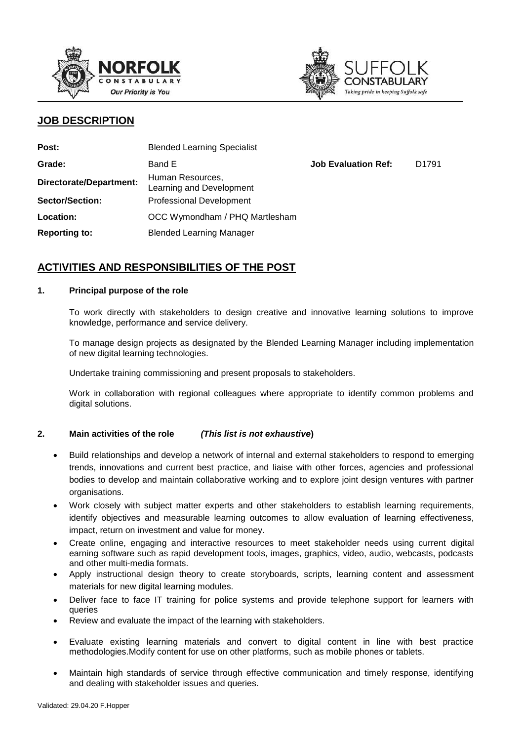## JOB DESCRIPTION

| | | | |
|---|---|---|---|
| **Post:** | Blended Learning Specialist | | |
| **Grade:** | Band E | **Job Evaluation Ref:** | D1791 |
| **Directorate/Department:** | Human Resources, Learning and Development | | |
| **Sector/Section:** | Professional Development | | |
| **Location:** | OCC Wymondham / PHQ Martlesham | | |
| **Reporting to:** | Blended Learning Manager | | |

## ACTIVITIES AND RESPONSIBILITIES OF THE POST

### 1. Principal purpose of the role

To work directly with stakeholders to design creative and innovative learning solutions to improve knowledge, performance and service delivery.

To manage design projects as designated by the Blended Learning Manager including implementation of new digital learning technologies.

Undertake training commissioning and present proposals to stakeholders.

Work in collaboration with regional colleagues where appropriate to identify common problems and digital solutions.

### 2. Main activities of the role *(This list is not exhaustive)*

- Build relationships and develop a network of internal and external stakeholders to respond to emerging trends, innovations and current best practice, and liaise with other forces, agencies and professional bodies to develop and maintain collaborative working and to explore joint design ventures with partner organisations.
- Work closely with subject matter experts and other stakeholders to establish learning requirements, identify objectives and measurable learning outcomes to allow evaluation of learning effectiveness, impact, return on investment and value for money.
- Create online, engaging and interactive resources to meet stakeholder needs using current digital earning software such as rapid development tools, images, graphics, video, audio, webcasts, podcasts and other multi-media formats.
- Apply instructional design theory to create storyboards, scripts, learning content and assessment materials for new digital learning modules.
- Deliver face to face IT training for police systems and provide telephone support for learners with queries
- Review and evaluate the impact of the learning with stakeholders.
- Evaluate existing learning materials and convert to digital content in line with best practice methodologies.Modify content for use on other platforms, such as mobile phones or tablets.
- Maintain high standards of service through effective communication and timely response, identifying and dealing with stakeholder issues and queries.

Validated: 29.04.20 F.Hopper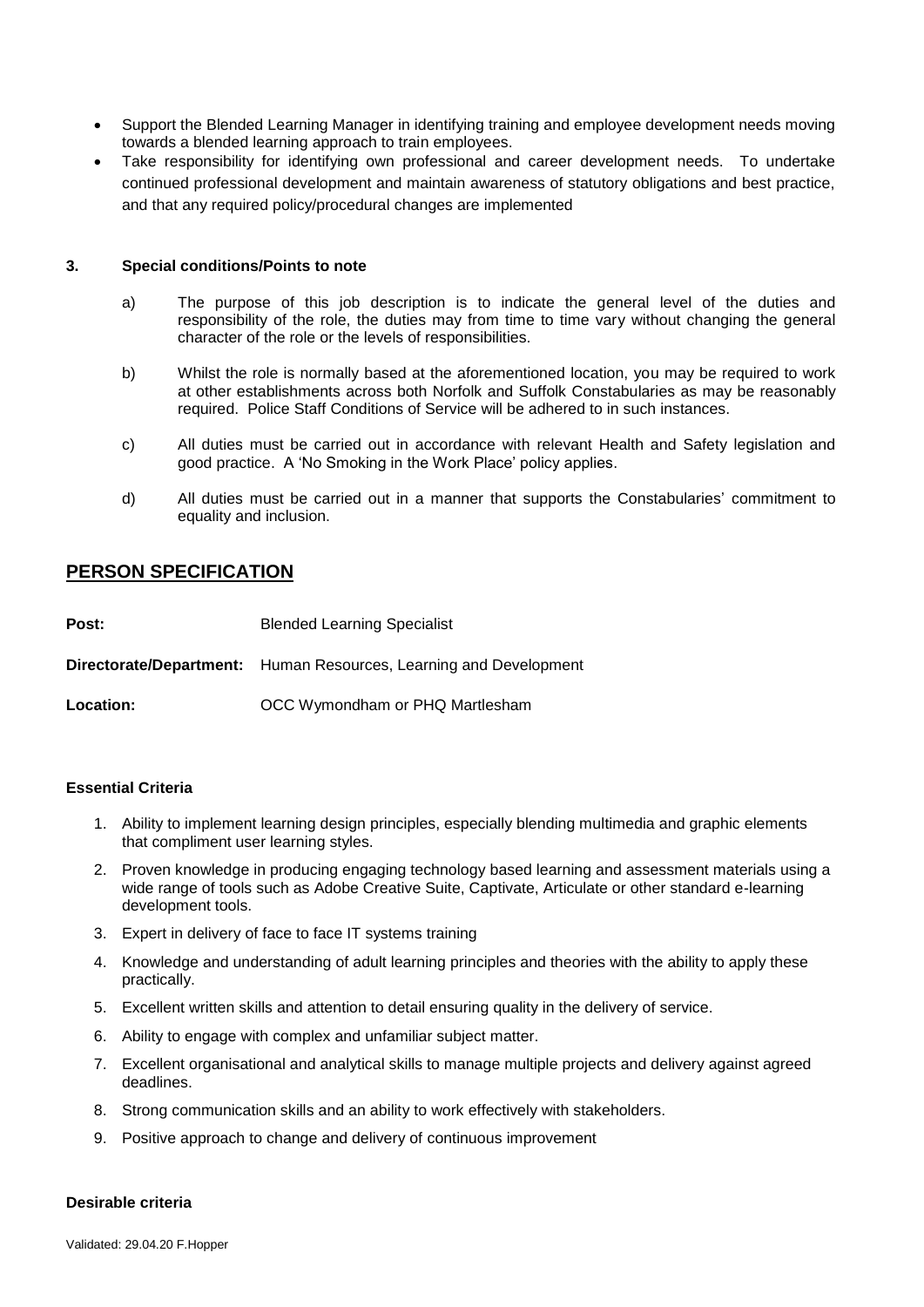- Support the Blended Learning Manager in identifying training and employee development needs moving towards a blended learning approach to train employees.
- Take responsibility for identifying own professional and career development needs. To undertake continued professional development and maintain awareness of statutory obligations and best practice, and that any required policy/procedural changes are implemented

### 3. Special conditions/Points to note

a) The purpose of this job description is to indicate the general level of the duties and responsibility of the role, the duties may from time to time vary without changing the general character of the role or the levels of responsibilities.

b) Whilst the role is normally based at the aforementioned location, you may be required to work at other establishments across both Norfolk and Suffolk Constabularies as may be reasonably required. Police Staff Conditions of Service will be adhered to in such instances.

c) All duties must be carried out in accordance with relevant Health and Safety legislation and good practice. A 'No Smoking in the Work Place' policy applies.

d) All duties must be carried out in a manner that supports the Constabularies' commitment to equality and inclusion.

## PERSON SPECIFICATION

**Post:** Blended Learning Specialist

**Directorate/Department:** Human Resources, Learning and Development

**Location:** OCC Wymondham or PHQ Martlesham

**Essential Criteria**

1. Ability to implement learning design principles, especially blending multimedia and graphic elements that compliment user learning styles.
2. Proven knowledge in producing engaging technology based learning and assessment materials using a wide range of tools such as Adobe Creative Suite, Captivate, Articulate or other standard e-learning development tools.
3. Expert in delivery of face to face IT systems training
4. Knowledge and understanding of adult learning principles and theories with the ability to apply these practically.
5. Excellent written skills and attention to detail ensuring quality in the delivery of service.
6. Ability to engage with complex and unfamiliar subject matter.
7. Excellent organisational and analytical skills to manage multiple projects and delivery against agreed deadlines.
8. Strong communication skills and an ability to work effectively with stakeholders.
9. Positive approach to change and delivery of continuous improvement

**Desirable criteria**

Validated: 29.04.20 F.Hopper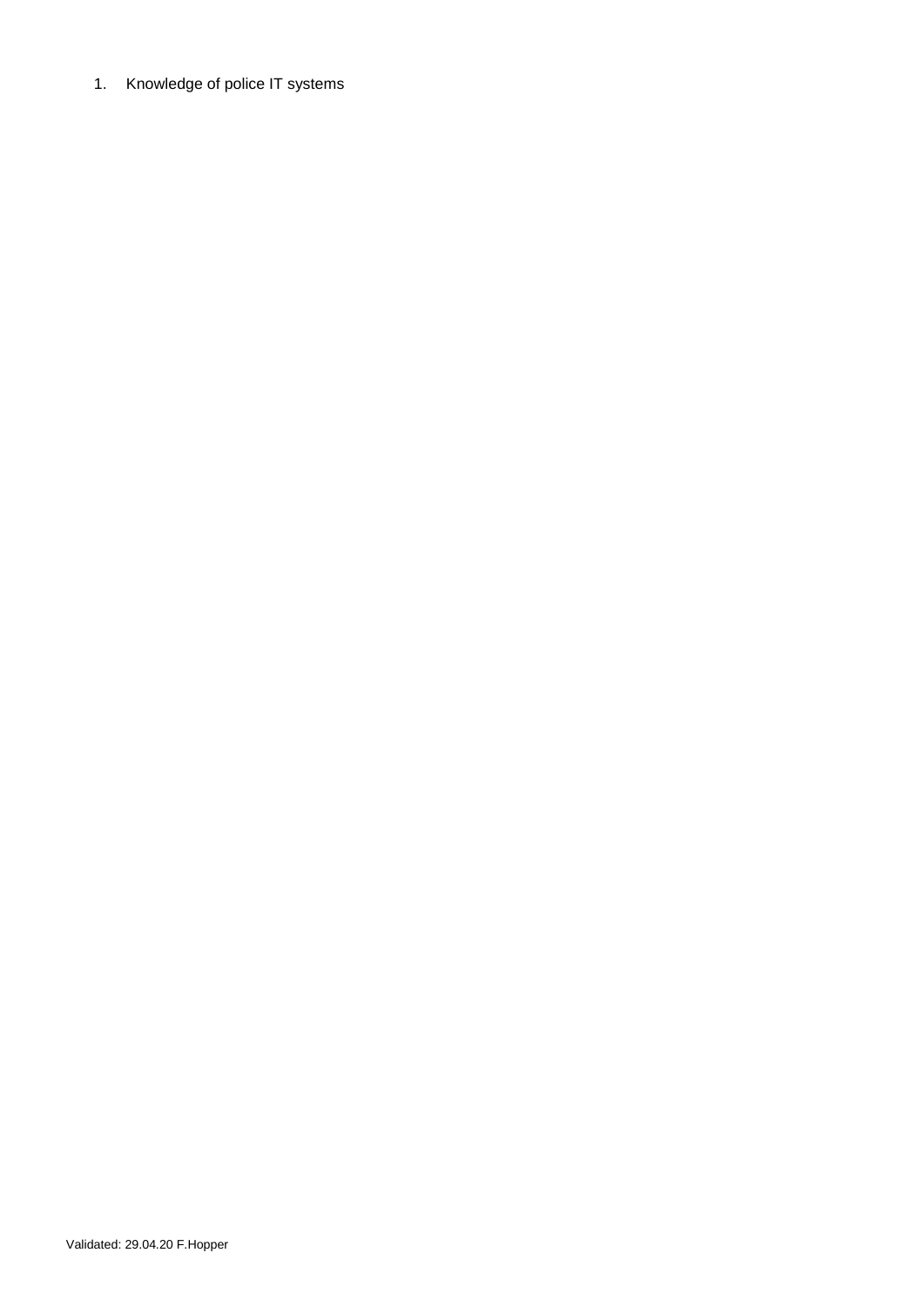1. Knowledge of police IT systems